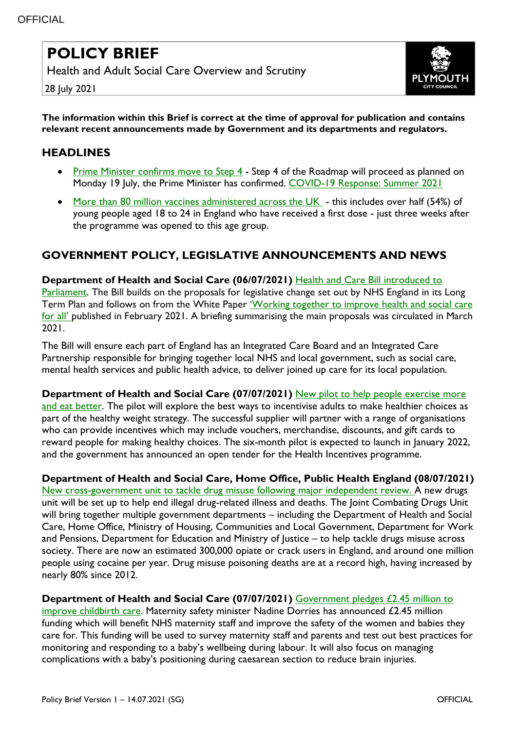# POLICY BRIEF

Health and Adult Social Care Overview and Scrutiny

28 July 2021

**The information within this Brief is correct at the time of approval for publication and contains relevant recent announcements made by Government and its departments and regulators.**

## HEADLINES

- Prime Minister confirms move to Step 4 - Step 4 of the Roadmap will proceed as planned on Monday 19 July, the Prime Minister has confirmed. COVID-19 Response: Summer 2021
- More than 80 million vaccines administered across the UK - this includes over half (54%) of young people aged 18 to 24 in England who have received a first dose - just three weeks after the programme was opened to this age group.

## GOVERNMENT POLICY, LEGISLATIVE ANNOUNCEMENTS AND NEWS

**Department of Health and Social Care (06/07/2021)** Health and Care Bill introduced to Parliament. The Bill builds on the proposals for legislative change set out by NHS England in its Long Term Plan and follows on from the White Paper 'Working together to improve health and social care for all' published in February 2021. A briefing summarising the main proposals was circulated in March 2021.

The Bill will ensure each part of England has an Integrated Care Board and an Integrated Care Partnership responsible for bringing together local NHS and local government, such as social care, mental health services and public health advice, to deliver joined up care for its local population.

**Department of Health and Social Care (07/07/2021)** New pilot to help people exercise more and eat better. The pilot will explore the best ways to incentivise adults to make healthier choices as part of the healthy weight strategy. The successful supplier will partner with a range of organisations who can provide incentives which may include vouchers, merchandise, discounts, and gift cards to reward people for making healthy choices. The six-month pilot is expected to launch in January 2022, and the government has announced an open tender for the Health Incentives programme.

**Department of Health and Social Care, Home Office, Public Health England (08/07/2021)** New cross-government unit to tackle drug misuse following major independent review. A new drugs unit will be set up to help end illegal drug-related illness and deaths. The Joint Combating Drugs Unit will bring together multiple government departments – including the Department of Health and Social Care, Home Office, Ministry of Housing, Communities and Local Government, Department for Work and Pensions, Department for Education and Ministry of Justice – to help tackle drugs misuse across society. There are now an estimated 300,000 opiate or crack users in England, and around one million people using cocaine per year. Drug misuse poisoning deaths are at a record high, having increased by nearly 80% since 2012.

**Department of Health and Social Care (07/07/2021)** Government pledges £2.45 million to improve childbirth care. Maternity safety minister Nadine Dorries has announced £2.45 million funding which will benefit NHS maternity staff and improve the safety of the women and babies they care for. This funding will be used to survey maternity staff and parents and test out best practices for monitoring and responding to a baby's wellbeing during labour. It will also focus on managing complications with a baby's positioning during caesarean section to reduce brain injuries.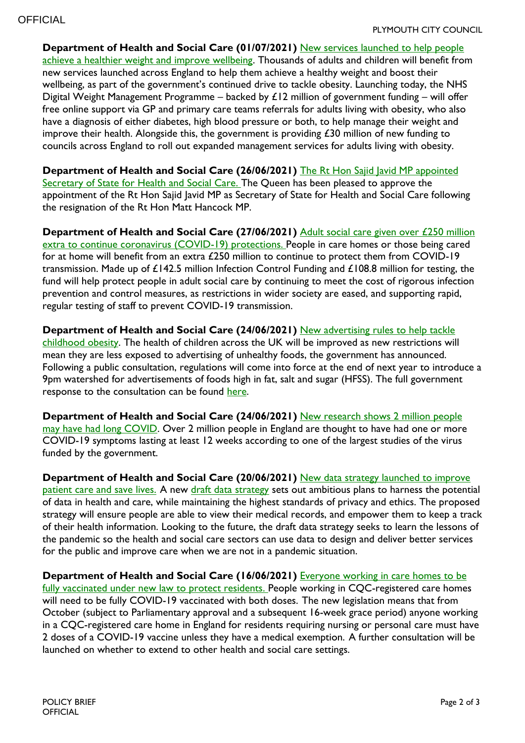**Department of Health and Social Care (01/07/2021)** New services launched to help people achieve a healthier weight and improve wellbeing. Thousands of adults and children will benefit from new services launched across England to help them achieve a healthy weight and boost their wellbeing, as part of the government's continued drive to tackle obesity. Launching today, the NHS Digital Weight Management Programme – backed by £12 million of government funding – will offer free online support via GP and primary care teams referrals for adults living with obesity, who also have a diagnosis of either diabetes, high blood pressure or both, to help manage their weight and improve their health. Alongside this, the government is providing £30 million of new funding to councils across England to roll out expanded management services for adults living with obesity.

**Department of Health and Social Care (26/06/2021)** The Rt Hon Sajid Javid MP appointed Secretary of State for Health and Social Care. The Queen has been pleased to approve the appointment of the Rt Hon Sajid Javid MP as Secretary of State for Health and Social Care following the resignation of the Rt Hon Matt Hancock MP.

**Department of Health and Social Care (27/06/2021)** Adult social care given over £250 million extra to continue coronavirus (COVID-19) protections. People in care homes or those being cared for at home will benefit from an extra £250 million to continue to protect them from COVID-19 transmission. Made up of £142.5 million Infection Control Funding and £108.8 million for testing, the fund will help protect people in adult social care by continuing to meet the cost of rigorous infection prevention and control measures, as restrictions in wider society are eased, and supporting rapid, regular testing of staff to prevent COVID-19 transmission.

**Department of Health and Social Care (24/06/2021)** New advertising rules to help tackle childhood obesity. The health of children across the UK will be improved as new restrictions will mean they are less exposed to advertising of unhealthy foods, the government has announced. Following a public consultation, regulations will come into force at the end of next year to introduce a 9pm watershed for advertisements of foods high in fat, salt and sugar (HFSS). The full government response to the consultation can be found here.

**Department of Health and Social Care (24/06/2021)** New research shows 2 million people may have had long COVID. Over 2 million people in England are thought to have had one or more COVID-19 symptoms lasting at least 12 weeks according to one of the largest studies of the virus funded by the government.

**Department of Health and Social Care (20/06/2021)** New data strategy launched to improve patient care and save lives. A new draft data strategy sets out ambitious plans to harness the potential of data in health and care, while maintaining the highest standards of privacy and ethics. The proposed strategy will ensure people are able to view their medical records, and empower them to keep a track of their health information. Looking to the future, the draft data strategy seeks to learn the lessons of the pandemic so the health and social care sectors can use data to design and deliver better services for the public and improve care when we are not in a pandemic situation.

**Department of Health and Social Care (16/06/2021)** Everyone working in care homes to be fully vaccinated under new law to protect residents. People working in CQC-registered care homes will need to be fully COVID-19 vaccinated with both doses. The new legislation means that from October (subject to Parliamentary approval and a subsequent 16-week grace period) anyone working in a CQC-registered care home in England for residents requiring nursing or personal care must have 2 doses of a COVID-19 vaccine unless they have a medical exemption. A further consultation will be launched on whether to extend to other health and social care settings.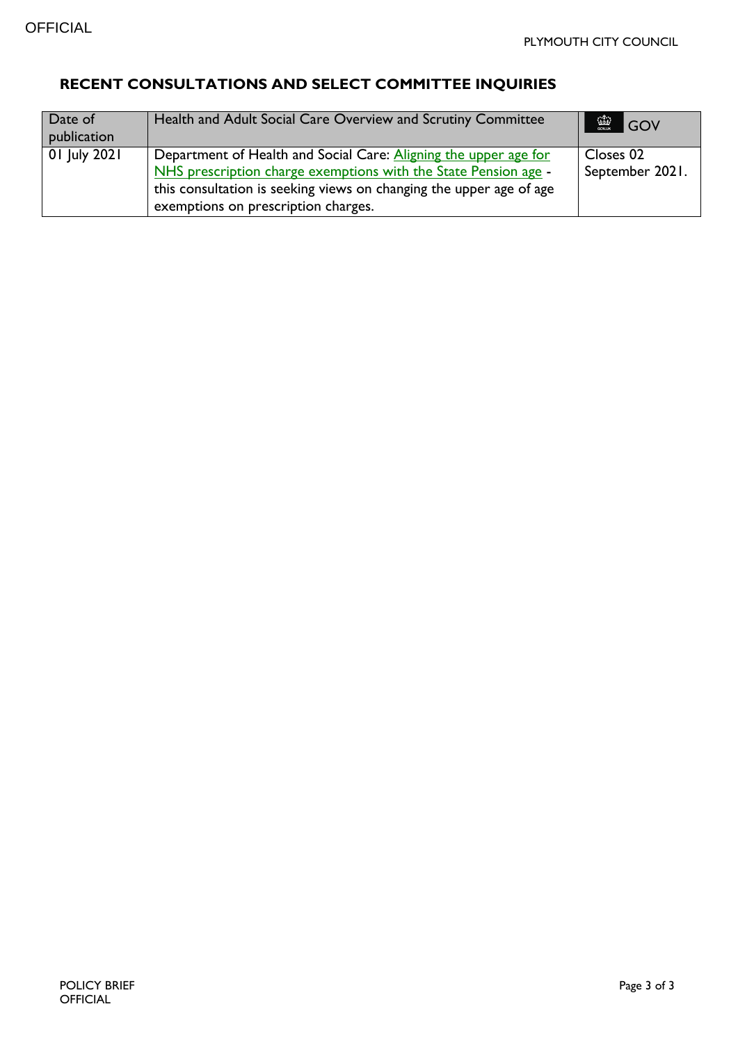## RECENT CONSULTATIONS AND SELECT COMMITTEE INQUIRIES

| Date of publication | Health and Adult Social Care Overview and Scrutiny Committee | GOV |
|---|---|---|
| 01 July 2021 | Department of Health and Social Care: Aligning the upper age for NHS prescription charge exemptions with the State Pension age - this consultation is seeking views on changing the upper age of age exemptions on prescription charges. | Closes 02 September 2021. |